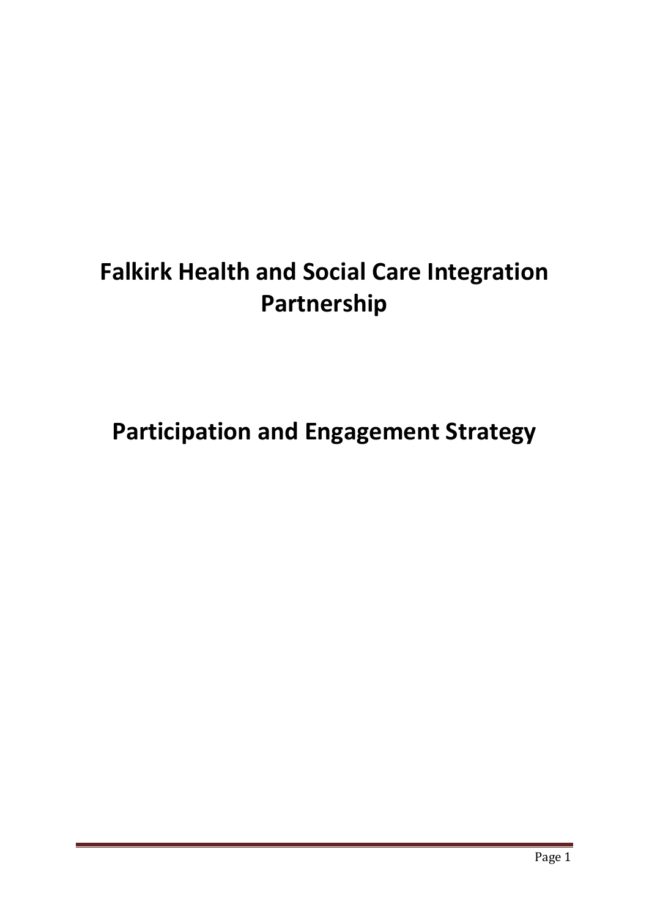# Falkirk Health and Social Care Integration Partnership

# Participation and Engagement Strategy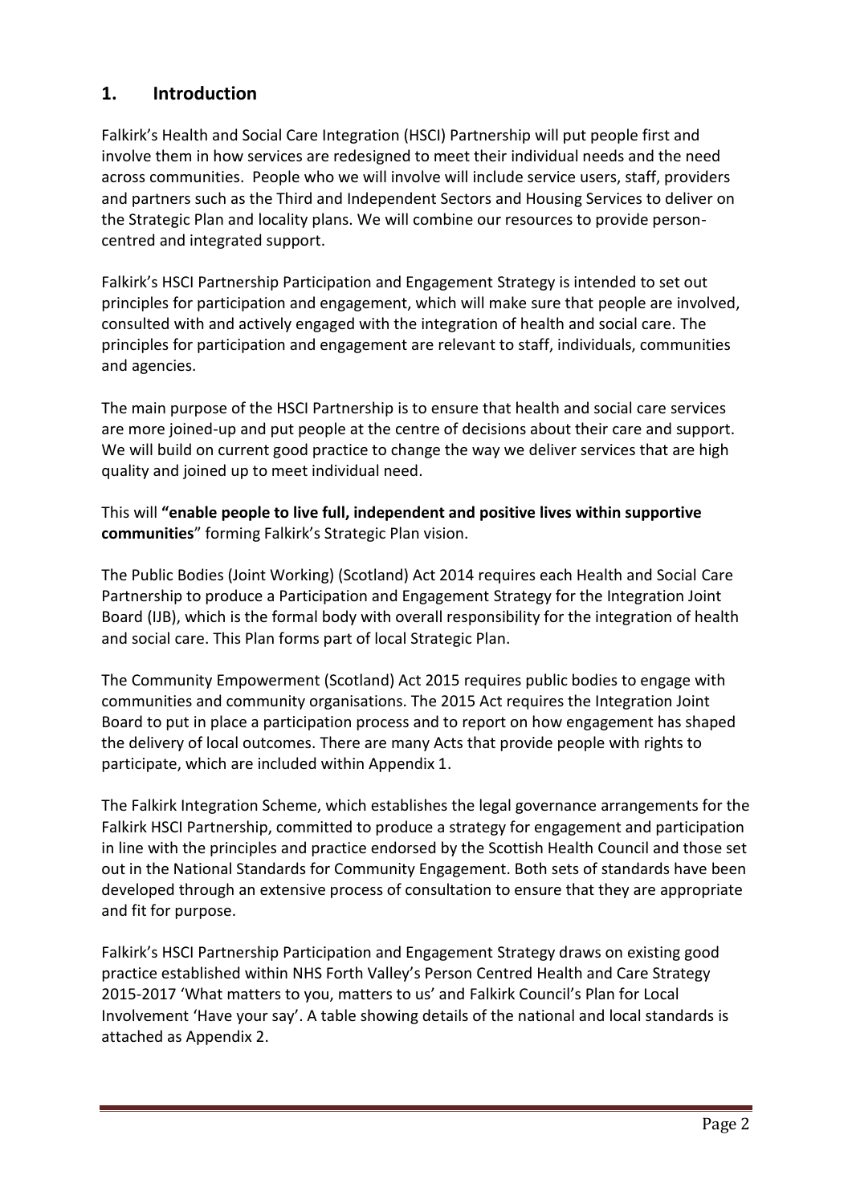## 1. Introduction

Falkirk's Health and Social Care Integration (HSCI) Partnership will put people first and involve them in how services are redesigned to meet their individual needs and the need across communities. People who we will involve will include service users, staff, providers and partners such as the Third and Independent Sectors and Housing Services to deliver on the Strategic Plan and locality plans. We will combine our resources to provide person-centred and integrated support.

Falkirk's HSCI Partnership Participation and Engagement Strategy is intended to set out principles for participation and engagement, which will make sure that people are involved, consulted with and actively engaged with the integration of health and social care. The principles for participation and engagement are relevant to staff, individuals, communities and agencies.

The main purpose of the HSCI Partnership is to ensure that health and social care services are more joined-up and put people at the centre of decisions about their care and support. We will build on current good practice to change the way we deliver services that are high quality and joined up to meet individual need.

This will **"enable people to live full, independent and positive lives within supportive communities**" forming Falkirk's Strategic Plan vision.

The Public Bodies (Joint Working) (Scotland) Act 2014 requires each Health and Social Care Partnership to produce a Participation and Engagement Strategy for the Integration Joint Board (IJB), which is the formal body with overall responsibility for the integration of health and social care. This Plan forms part of local Strategic Plan.

The Community Empowerment (Scotland) Act 2015 requires public bodies to engage with communities and community organisations. The 2015 Act requires the Integration Joint Board to put in place a participation process and to report on how engagement has shaped the delivery of local outcomes. There are many Acts that provide people with rights to participate, which are included within Appendix 1.

The Falkirk Integration Scheme, which establishes the legal governance arrangements for the Falkirk HSCI Partnership, committed to produce a strategy for engagement and participation in line with the principles and practice endorsed by the Scottish Health Council and those set out in the National Standards for Community Engagement. Both sets of standards have been developed through an extensive process of consultation to ensure that they are appropriate and fit for purpose.

Falkirk's HSCI Partnership Participation and Engagement Strategy draws on existing good practice established within NHS Forth Valley's Person Centred Health and Care Strategy 2015-2017 'What matters to you, matters to us' and Falkirk Council's Plan for Local Involvement 'Have your say'. A table showing details of the national and local standards is attached as Appendix 2.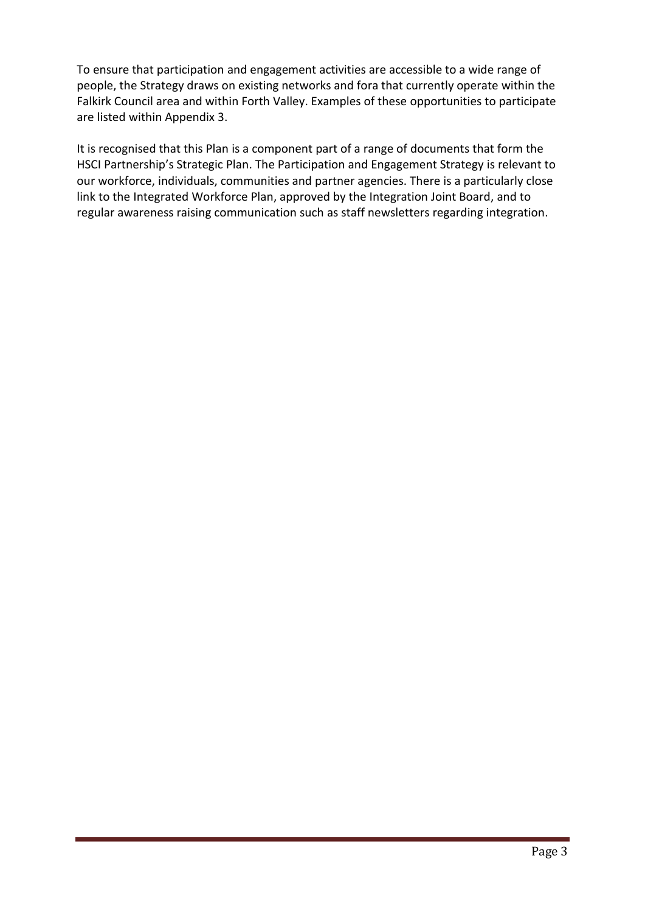To ensure that participation and engagement activities are accessible to a wide range of people, the Strategy draws on existing networks and fora that currently operate within the Falkirk Council area and within Forth Valley. Examples of these opportunities to participate are listed within Appendix 3.

It is recognised that this Plan is a component part of a range of documents that form the HSCI Partnership's Strategic Plan. The Participation and Engagement Strategy is relevant to our workforce, individuals, communities and partner agencies. There is a particularly close link to the Integrated Workforce Plan, approved by the Integration Joint Board, and to regular awareness raising communication such as staff newsletters regarding integration.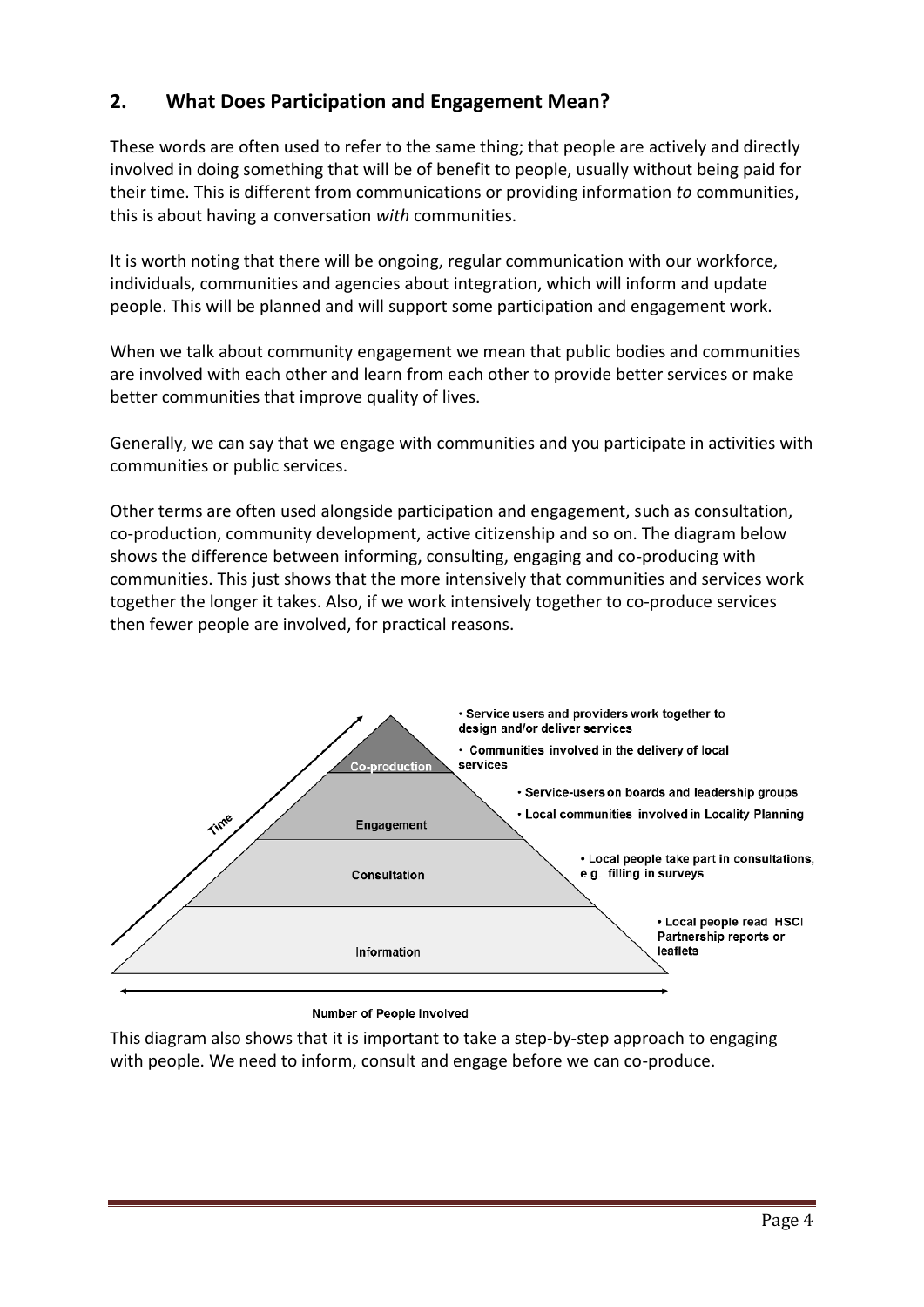## 2. What Does Participation and Engagement Mean?

These words are often used to refer to the same thing; that people are actively and directly involved in doing something that will be of benefit to people, usually without being paid for their time. This is different from communications or providing information *to* communities, this is about having a conversation *with* communities.

It is worth noting that there will be ongoing, regular communication with our workforce, individuals, communities and agencies about integration, which will inform and update people. This will be planned and will support some participation and engagement work.

When we talk about community engagement we mean that public bodies and communities are involved with each other and learn from each other to provide better services or make better communities that improve quality of lives.

Generally, we can say that we engage with communities and you participate in activities with communities or public services.

Other terms are often used alongside participation and engagement, such as consultation, co-production, community development, active citizenship and so on. The diagram below shows the difference between informing, consulting, engaging and co-producing with communities. This just shows that the more intensively that communities and services work together the longer it takes. Also, if we work intensively together to co-produce services then fewer people are involved, for practical reasons.

- **Co-production**
  - Service users and providers work together to design and/or deliver services
  - Communities involved in the delivery of local services
- **Engagement**
  - Service-users on boards and leadership groups
  - Local communities involved in Locality Planning
- **Consultation**
  - Local people take part in consultations, e.g. filling in surveys
- **Information**
  - Local people read HSCI Partnership reports or leaflets

Time

Number of People Involved

This diagram also shows that it is important to take a step-by-step approach to engaging with people. We need to inform, consult and engage before we can co-produce.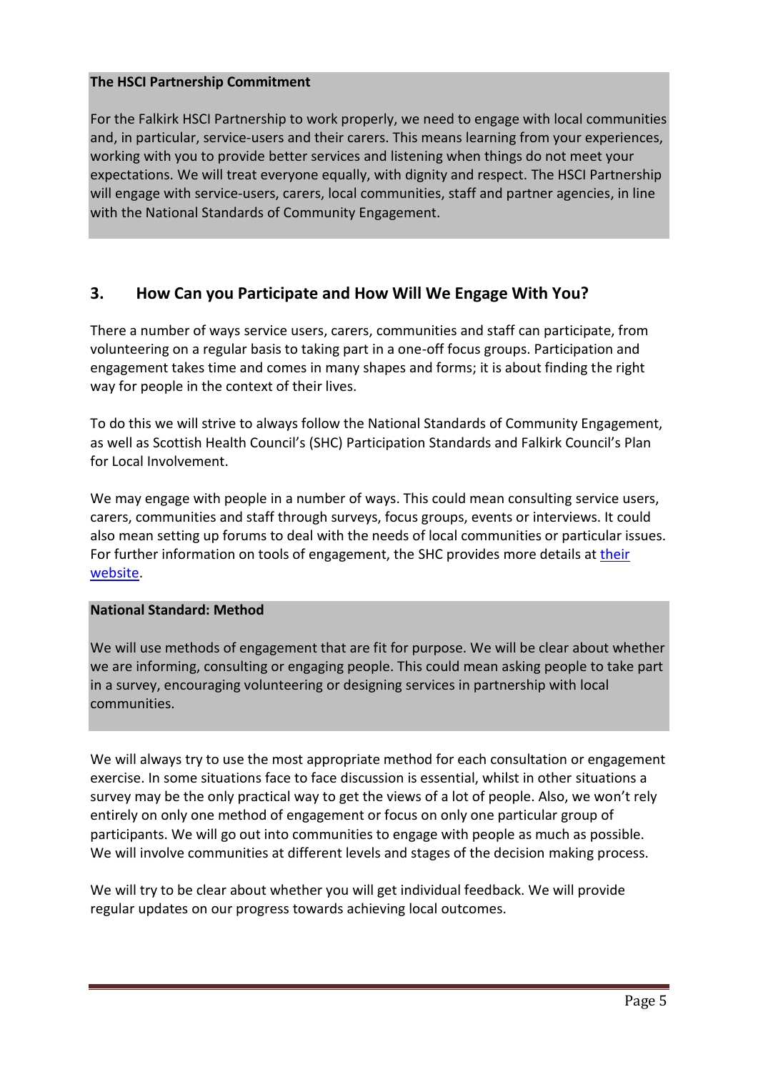**The HSCI Partnership Commitment**

For the Falkirk HSCI Partnership to work properly, we need to engage with local communities and, in particular, service-users and their carers. This means learning from your experiences, working with you to provide better services and listening when things do not meet your expectations. We will treat everyone equally, with dignity and respect. The HSCI Partnership will engage with service-users, carers, local communities, staff and partner agencies, in line with the National Standards of Community Engagement.

## 3. How Can you Participate and How Will We Engage With You?

There a number of ways service users, carers, communities and staff can participate, from volunteering on a regular basis to taking part in a one-off focus groups. Participation and engagement takes time and comes in many shapes and forms; it is about finding the right way for people in the context of their lives.

To do this we will strive to always follow the National Standards of Community Engagement, as well as Scottish Health Council's (SHC) Participation Standards and Falkirk Council's Plan for Local Involvement.

We may engage with people in a number of ways. This could mean consulting service users, carers, communities and staff through surveys, focus groups, events or interviews. It could also mean setting up forums to deal with the needs of local communities or particular issues. For further information on tools of engagement, the SHC provides more details at their website.

**National Standard: Method**

We will use methods of engagement that are fit for purpose. We will be clear about whether we are informing, consulting or engaging people. This could mean asking people to take part in a survey, encouraging volunteering or designing services in partnership with local communities.

We will always try to use the most appropriate method for each consultation or engagement exercise. In some situations face to face discussion is essential, whilst in other situations a survey may be the only practical way to get the views of a lot of people. Also, we won't rely entirely on only one method of engagement or focus on only one particular group of participants. We will go out into communities to engage with people as much as possible. We will involve communities at different levels and stages of the decision making process.

We will try to be clear about whether you will get individual feedback. We will provide regular updates on our progress towards achieving local outcomes.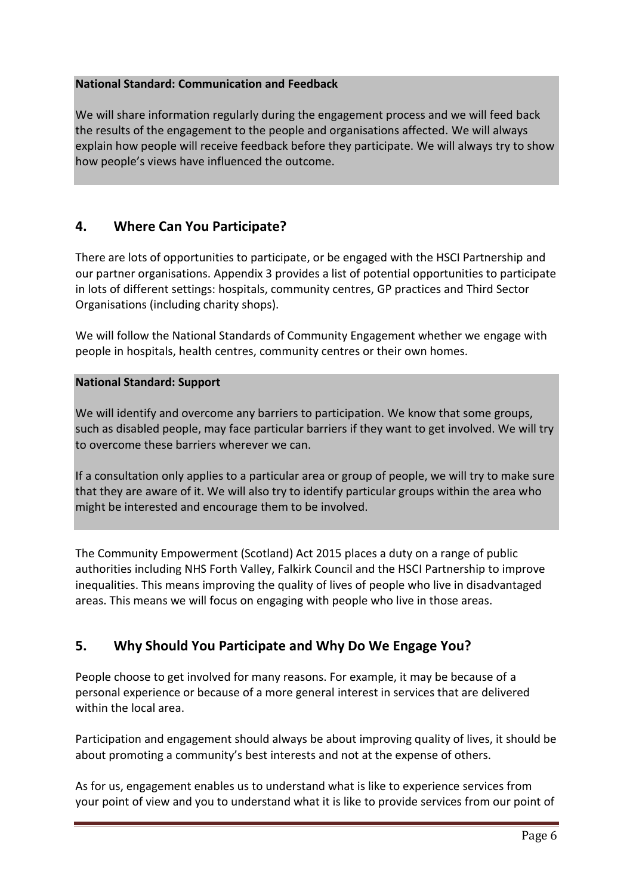**National Standard: Communication and Feedback**

We will share information regularly during the engagement process and we will feed back the results of the engagement to the people and organisations affected. We will always explain how people will receive feedback before they participate. We will always try to show how people's views have influenced the outcome.

## 4. Where Can You Participate?

There are lots of opportunities to participate, or be engaged with the HSCI Partnership and our partner organisations. Appendix 3 provides a list of potential opportunities to participate in lots of different settings: hospitals, community centres, GP practices and Third Sector Organisations (including charity shops).

We will follow the National Standards of Community Engagement whether we engage with people in hospitals, health centres, community centres or their own homes.

**National Standard: Support**

We will identify and overcome any barriers to participation. We know that some groups, such as disabled people, may face particular barriers if they want to get involved. We will try to overcome these barriers wherever we can.

If a consultation only applies to a particular area or group of people, we will try to make sure that they are aware of it. We will also try to identify particular groups within the area who might be interested and encourage them to be involved.

The Community Empowerment (Scotland) Act 2015 places a duty on a range of public authorities including NHS Forth Valley, Falkirk Council and the HSCI Partnership to improve inequalities. This means improving the quality of lives of people who live in disadvantaged areas. This means we will focus on engaging with people who live in those areas.

## 5. Why Should You Participate and Why Do We Engage You?

People choose to get involved for many reasons. For example, it may be because of a personal experience or because of a more general interest in services that are delivered within the local area.

Participation and engagement should always be about improving quality of lives, it should be about promoting a community's best interests and not at the expense of others.

As for us, engagement enables us to understand what is like to experience services from your point of view and you to understand what it is like to provide services from our point of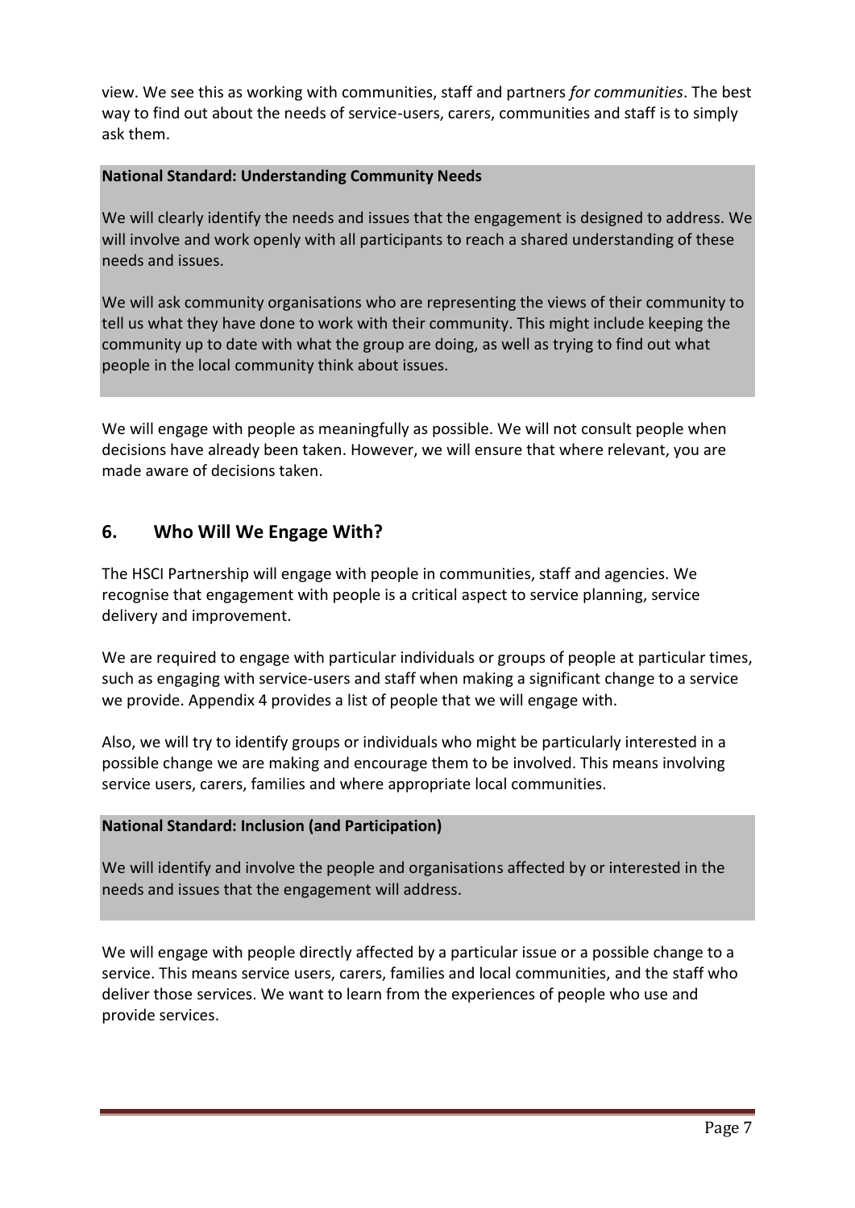view. We see this as working with communities, staff and partners *for communities*. The best way to find out about the needs of service-users, carers, communities and staff is to simply ask them.

**National Standard: Understanding Community Needs**

We will clearly identify the needs and issues that the engagement is designed to address. We will involve and work openly with all participants to reach a shared understanding of these needs and issues.

We will ask community organisations who are representing the views of their community to tell us what they have done to work with their community. This might include keeping the community up to date with what the group are doing, as well as trying to find out what people in the local community think about issues.

We will engage with people as meaningfully as possible. We will not consult people when decisions have already been taken. However, we will ensure that where relevant, you are made aware of decisions taken.

## 6. Who Will We Engage With?

The HSCI Partnership will engage with people in communities, staff and agencies. We recognise that engagement with people is a critical aspect to service planning, service delivery and improvement.

We are required to engage with particular individuals or groups of people at particular times, such as engaging with service-users and staff when making a significant change to a service we provide. Appendix 4 provides a list of people that we will engage with.

Also, we will try to identify groups or individuals who might be particularly interested in a possible change we are making and encourage them to be involved. This means involving service users, carers, families and where appropriate local communities.

**National Standard: Inclusion (and Participation)**

We will identify and involve the people and organisations affected by or interested in the needs and issues that the engagement will address.

We will engage with people directly affected by a particular issue or a possible change to a service. This means service users, carers, families and local communities, and the staff who deliver those services. We want to learn from the experiences of people who use and provide services.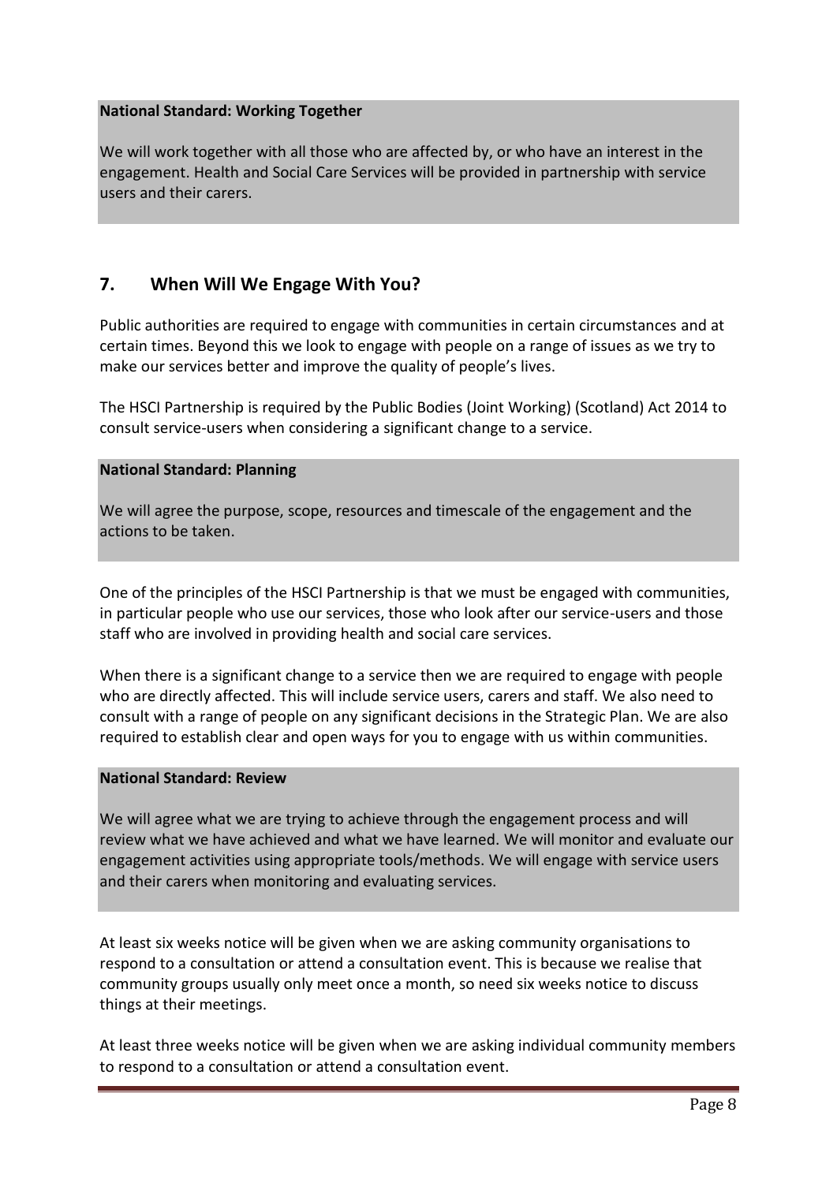**National Standard: Working Together**

We will work together with all those who are affected by, or who have an interest in the engagement. Health and Social Care Services will be provided in partnership with service users and their carers.

## 7. When Will We Engage With You?

Public authorities are required to engage with communities in certain circumstances and at certain times. Beyond this we look to engage with people on a range of issues as we try to make our services better and improve the quality of people's lives.

The HSCI Partnership is required by the Public Bodies (Joint Working) (Scotland) Act 2014 to consult service-users when considering a significant change to a service.

**National Standard: Planning**

We will agree the purpose, scope, resources and timescale of the engagement and the actions to be taken.

One of the principles of the HSCI Partnership is that we must be engaged with communities, in particular people who use our services, those who look after our service-users and those staff who are involved in providing health and social care services.

When there is a significant change to a service then we are required to engage with people who are directly affected. This will include service users, carers and staff. We also need to consult with a range of people on any significant decisions in the Strategic Plan. We are also required to establish clear and open ways for you to engage with us within communities.

**National Standard: Review**

We will agree what we are trying to achieve through the engagement process and will review what we have achieved and what we have learned. We will monitor and evaluate our engagement activities using appropriate tools/methods. We will engage with service users and their carers when monitoring and evaluating services.

At least six weeks notice will be given when we are asking community organisations to respond to a consultation or attend a consultation event. This is because we realise that community groups usually only meet once a month, so need six weeks notice to discuss things at their meetings.

At least three weeks notice will be given when we are asking individual community members to respond to a consultation or attend a consultation event.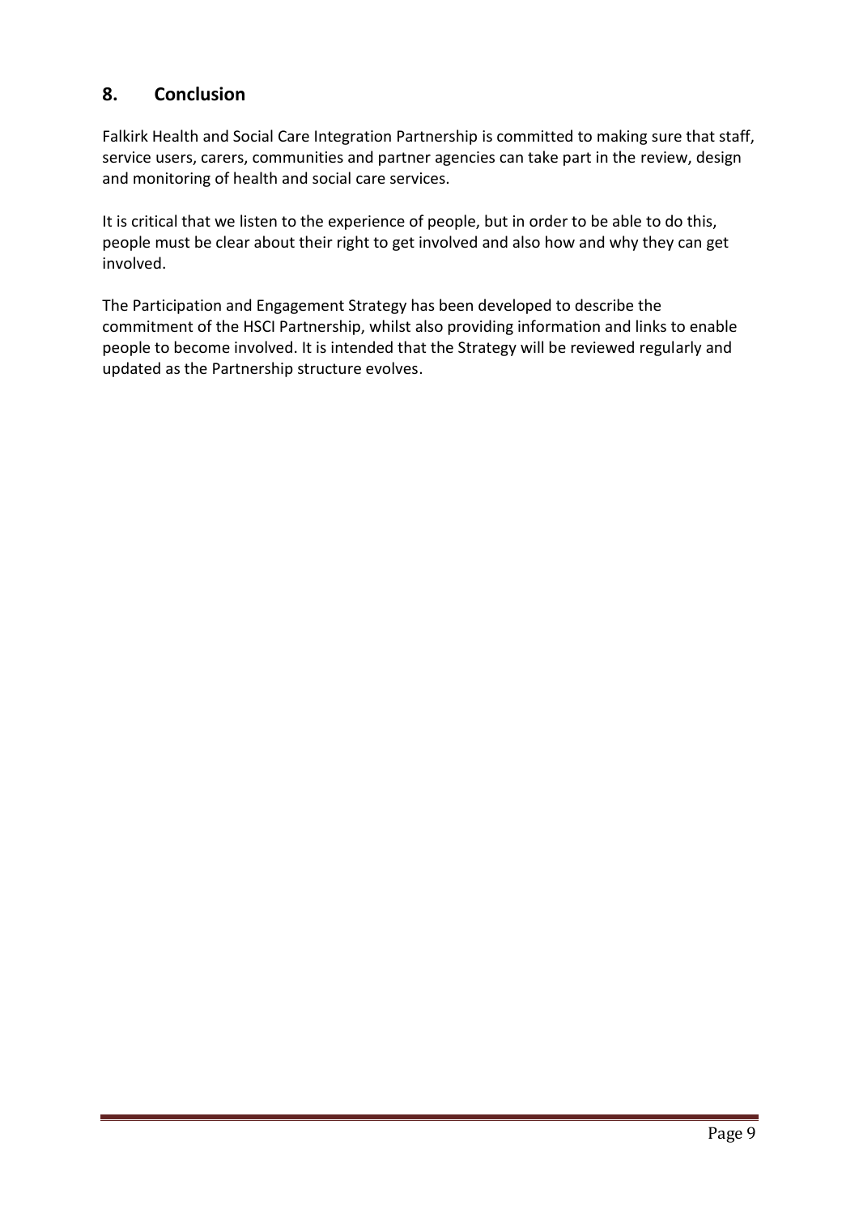## 8. Conclusion

Falkirk Health and Social Care Integration Partnership is committed to making sure that staff, service users, carers, communities and partner agencies can take part in the review, design and monitoring of health and social care services.

It is critical that we listen to the experience of people, but in order to be able to do this, people must be clear about their right to get involved and also how and why they can get involved.

The Participation and Engagement Strategy has been developed to describe the commitment of the HSCI Partnership, whilst also providing information and links to enable people to become involved. It is intended that the Strategy will be reviewed regularly and updated as the Partnership structure evolves.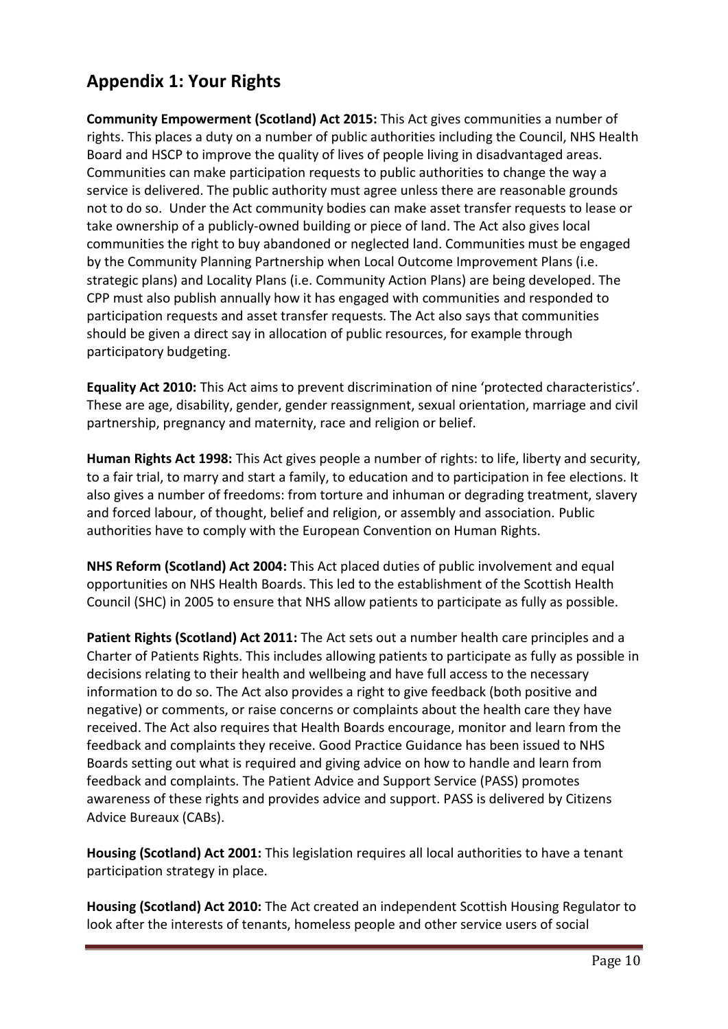## Appendix 1: Your Rights

**Community Empowerment (Scotland) Act 2015:** This Act gives communities a number of rights. This places a duty on a number of public authorities including the Council, NHS Health Board and HSCP to improve the quality of lives of people living in disadvantaged areas. Communities can make participation requests to public authorities to change the way a service is delivered. The public authority must agree unless there are reasonable grounds not to do so. Under the Act community bodies can make asset transfer requests to lease or take ownership of a publicly-owned building or piece of land. The Act also gives local communities the right to buy abandoned or neglected land. Communities must be engaged by the Community Planning Partnership when Local Outcome Improvement Plans (i.e. strategic plans) and Locality Plans (i.e. Community Action Plans) are being developed. The CPP must also publish annually how it has engaged with communities and responded to participation requests and asset transfer requests. The Act also says that communities should be given a direct say in allocation of public resources, for example through participatory budgeting.

**Equality Act 2010:** This Act aims to prevent discrimination of nine 'protected characteristics'. These are age, disability, gender, gender reassignment, sexual orientation, marriage and civil partnership, pregnancy and maternity, race and religion or belief.

**Human Rights Act 1998:** This Act gives people a number of rights: to life, liberty and security, to a fair trial, to marry and start a family, to education and to participation in fee elections. It also gives a number of freedoms: from torture and inhuman or degrading treatment, slavery and forced labour, of thought, belief and religion, or assembly and association. Public authorities have to comply with the European Convention on Human Rights.

**NHS Reform (Scotland) Act 2004:** This Act placed duties of public involvement and equal opportunities on NHS Health Boards. This led to the establishment of the Scottish Health Council (SHC) in 2005 to ensure that NHS allow patients to participate as fully as possible.

**Patient Rights (Scotland) Act 2011:** The Act sets out a number health care principles and a Charter of Patients Rights. This includes allowing patients to participate as fully as possible in decisions relating to their health and wellbeing and have full access to the necessary information to do so. The Act also provides a right to give feedback (both positive and negative) or comments, or raise concerns or complaints about the health care they have received. The Act also requires that Health Boards encourage, monitor and learn from the feedback and complaints they receive. Good Practice Guidance has been issued to NHS Boards setting out what is required and giving advice on how to handle and learn from feedback and complaints. The Patient Advice and Support Service (PASS) promotes awareness of these rights and provides advice and support. PASS is delivered by Citizens Advice Bureaux (CABs).

**Housing (Scotland) Act 2001:** This legislation requires all local authorities to have a tenant participation strategy in place.

**Housing (Scotland) Act 2010:** The Act created an independent Scottish Housing Regulator to look after the interests of tenants, homeless people and other service users of social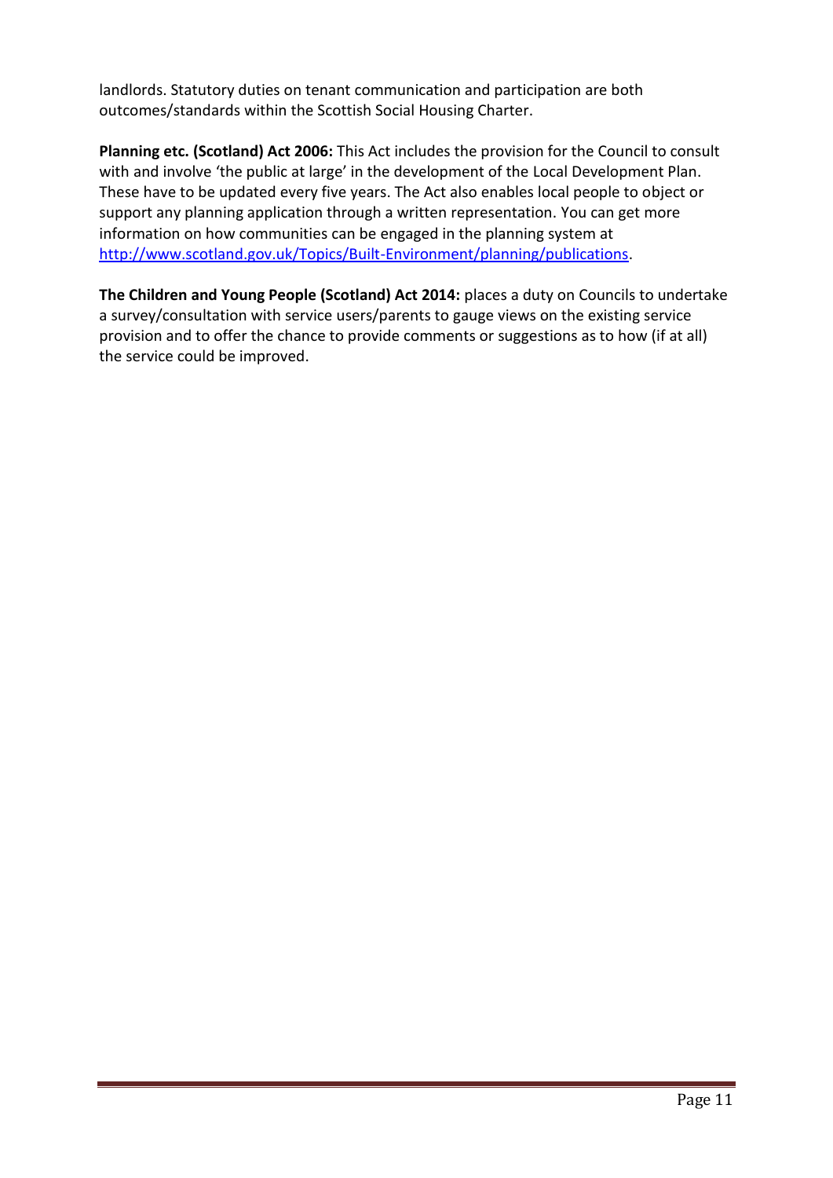landlords. Statutory duties on tenant communication and participation are both outcomes/standards within the Scottish Social Housing Charter.

**Planning etc. (Scotland) Act 2006:** This Act includes the provision for the Council to consult with and involve 'the public at large' in the development of the Local Development Plan. These have to be updated every five years. The Act also enables local people to object or support any planning application through a written representation. You can get more information on how communities can be engaged in the planning system at [http://www.scotland.gov.uk/Topics/Built-Environment/planning/publications](http://www.scotland.gov.uk/Topics/Built-Environment/planning/publications).

**The Children and Young People (Scotland) Act 2014:** places a duty on Councils to undertake a survey/consultation with service users/parents to gauge views on the existing service provision and to offer the chance to provide comments or suggestions as to how (if at all) the service could be improved.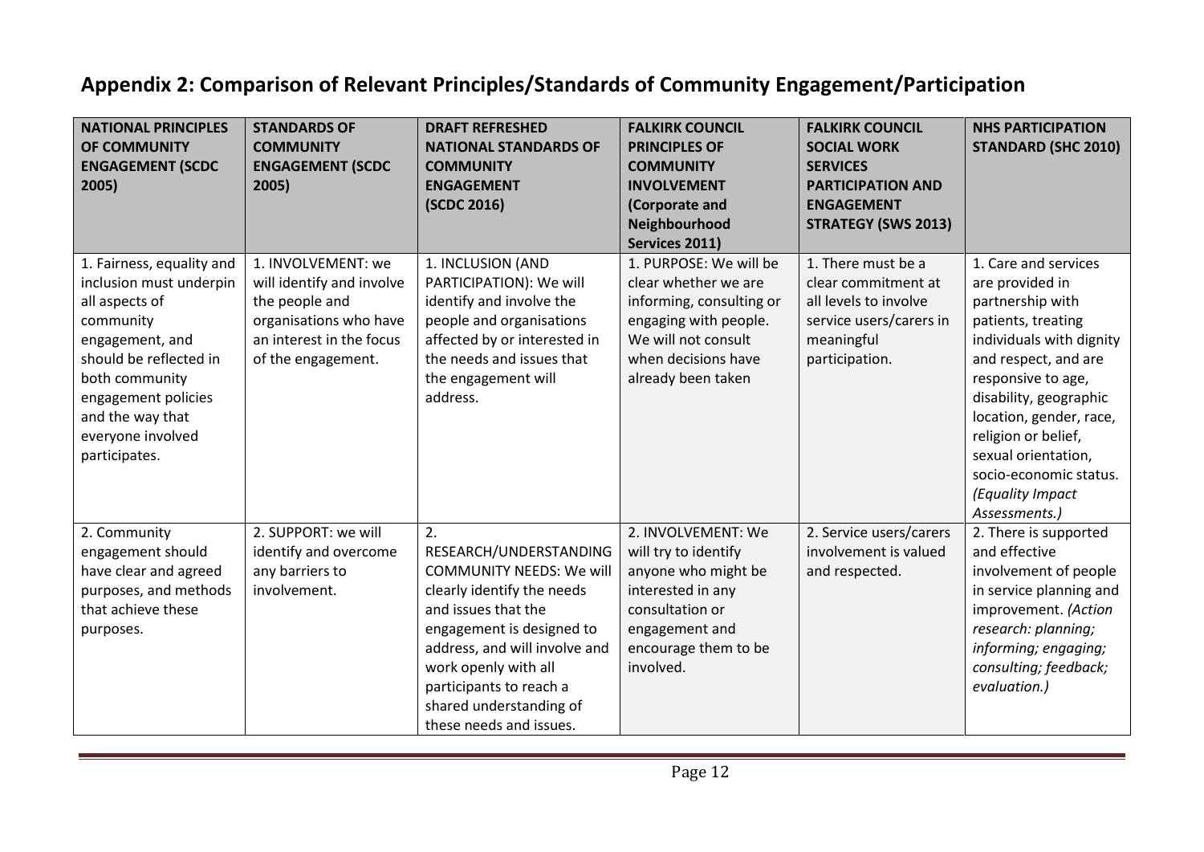## Appendix 2: Comparison of Relevant Principles/Standards of Community Engagement/Participation

| NATIONAL PRINCIPLES OF COMMUNITY ENGAGEMENT (SCDC 2005) | STANDARDS OF COMMUNITY ENGAGEMENT (SCDC 2005) | DRAFT REFRESHED NATIONAL STANDARDS OF COMMUNITY ENGAGEMENT (SCDC 2016) | FALKIRK COUNCIL PRINCIPLES OF COMMUNITY INVOLVEMENT (Corporate and Neighbourhood Services 2011) | FALKIRK COUNCIL SOCIAL WORK SERVICES PARTICIPATION AND ENGAGEMENT STRATEGY (SWS 2013) | NHS PARTICIPATION STANDARD (SHC 2010) |
|---|---|---|---|---|---|
| 1. Fairness, equality and inclusion must underpin all aspects of community engagement, and should be reflected in both community engagement policies and the way that everyone involved participates. | 1. INVOLVEMENT: we will identify and involve the people and organisations who have an interest in the focus of the engagement. | 1. INCLUSION (AND PARTICIPATION): We will identify and involve the people and organisations affected by or interested in the needs and issues that the engagement will address. | 1. PURPOSE: We will be clear whether we are informing, consulting or engaging with people. We will not consult when decisions have already been taken | 1. There must be a clear commitment at all levels to involve service users/carers in meaningful participation. | 1. Care and services are provided in partnership with patients, treating individuals with dignity and respect, and are responsive to age, disability, geographic location, gender, race, religion or belief, sexual orientation, socio-economic status. *(Equality Impact Assessments.)* |
| 2. Community engagement should have clear and agreed purposes, and methods that achieve these purposes. | 2. SUPPORT: we will identify and overcome any barriers to involvement. | 2. RESEARCH/UNDERSTANDING COMMUNITY NEEDS: We will clearly identify the needs and issues that the engagement is designed to address, and will involve and work openly with all participants to reach a shared understanding of these needs and issues. | 2. INVOLVEMENT: We will try to identify anyone who might be interested in any consultation or engagement and encourage them to be involved. | 2. Service users/carers involvement is valued and respected. | 2. There is supported and effective involvement of people in service planning and improvement. *(Action research: planning; informing; engaging; consulting; feedback; evaluation.)* |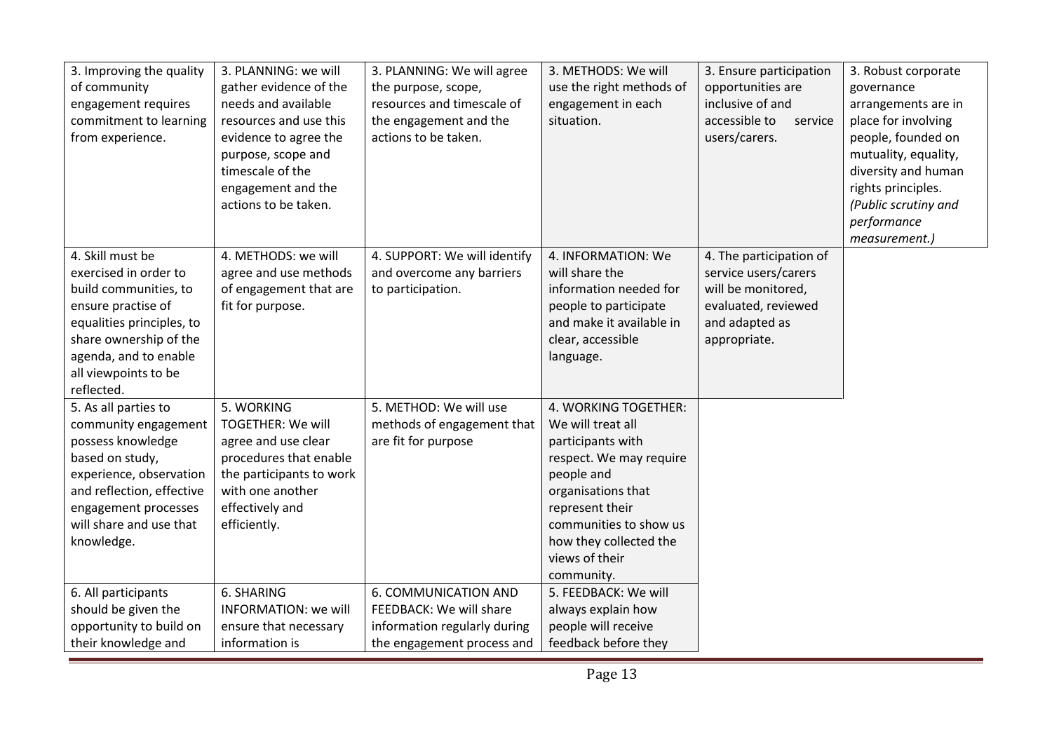| | | | | | |
|---|---|---|---|---|---|
| 3. Improving the quality of community engagement requires commitment to learning from experience. | 3. PLANNING: we will gather evidence of the needs and available resources and use this evidence to agree the purpose, scope and timescale of the engagement and the actions to be taken. | 3. PLANNING: We will agree the purpose, scope, resources and timescale of the engagement and the actions to be taken. | 3. METHODS: We will use the right methods of engagement in each situation. | 3. Ensure participation opportunities are inclusive of and accessible to service users/carers. | 3. Robust corporate governance arrangements are in place for involving people, founded on mutuality, equality, diversity and human rights principles. *(Public scrutiny and performance measurement.)* |
| 4. Skill must be exercised in order to build communities, to ensure practise of equalities principles, to share ownership of the agenda, and to enable all viewpoints to be reflected. | 4. METHODS: we will agree and use methods of engagement that are fit for purpose. | 4. SUPPORT: We will identify and overcome any barriers to participation. | 4. INFORMATION: We will share the information needed for people to participate and make it available in clear, accessible language. | 4. The participation of service users/carers will be monitored, evaluated, reviewed and adapted as appropriate. | |
| 5. As all parties to community engagement possess knowledge based on study, experience, observation and reflection, effective engagement processes will share and use that knowledge. | 5. WORKING TOGETHER: We will agree and use clear procedures that enable the participants to work with one another effectively and efficiently. | 5. METHOD: We will use methods of engagement that are fit for purpose | 4. WORKING TOGETHER: We will treat all participants with respect. We may require people and organisations that represent their communities to show us how they collected the views of their community. | | |
| 6. All participants should be given the opportunity to build on their knowledge and | 6. SHARING INFORMATION: we will ensure that necessary information is | 6. COMMUNICATION AND FEEDBACK: We will share information regularly during the engagement process and | 5. FEEDBACK: We will always explain how people will receive feedback before they | | |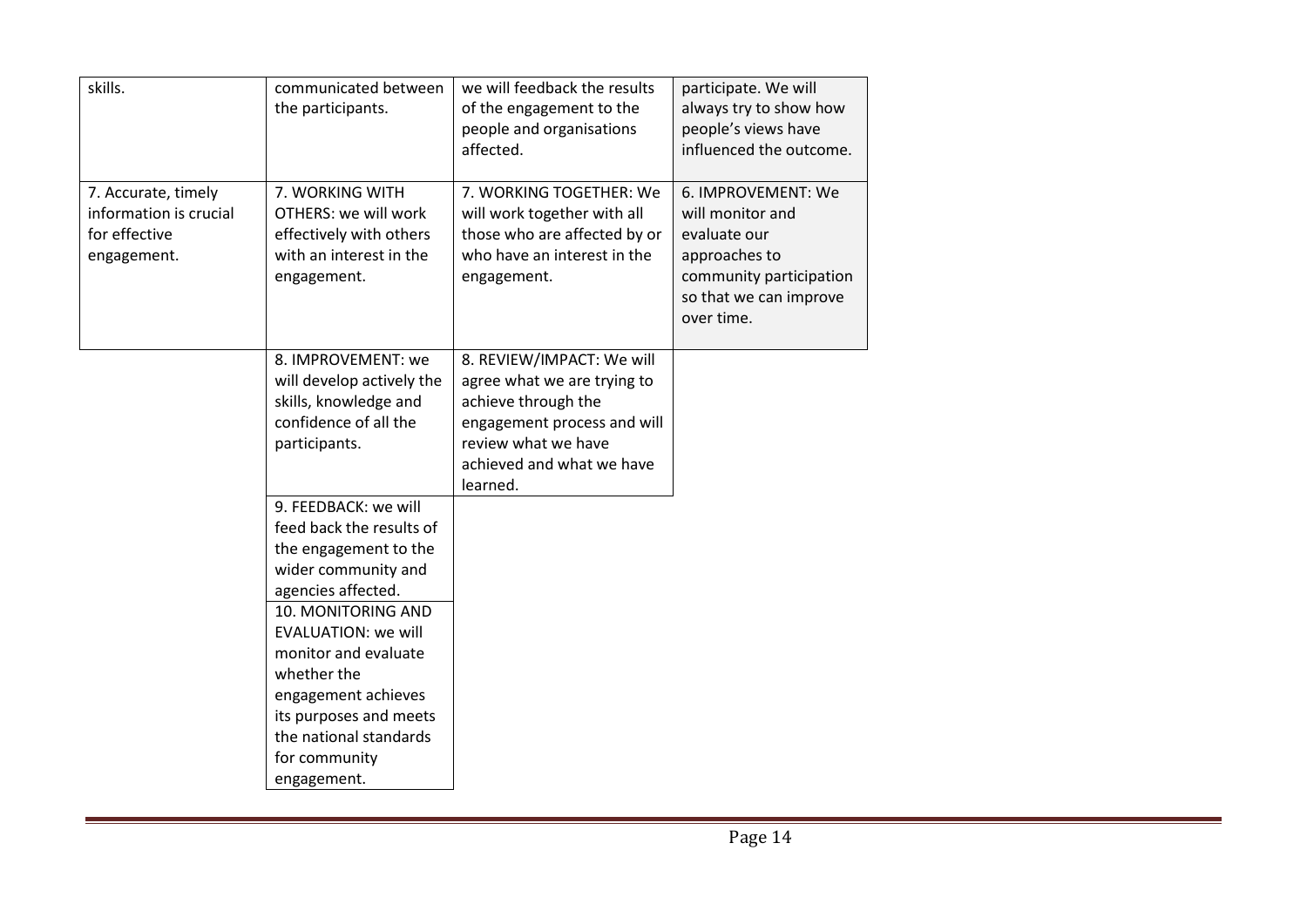| | | | |
|---|---|---|---|
| skills. | communicated between the participants. | we will feedback the results of the engagement to the people and organisations affected. | participate. We will always try to show how people's views have influenced the outcome. |
| 7. Accurate, timely information is crucial for effective engagement. | 7. WORKING WITH OTHERS: we will work effectively with others with an interest in the engagement. | 7. WORKING TOGETHER: We will work together with all those who are affected by or who have an interest in the engagement. | 6. IMPROVEMENT: We will monitor and evaluate our approaches to community participation so that we can improve over time. |
| | 8. IMPROVEMENT: we will develop actively the skills, knowledge and confidence of all the participants. | 8. REVIEW/IMPACT: We will agree what we are trying to achieve through the engagement process and will review what we have achieved and what we have learned. | |
| | 9. FEEDBACK: we will feed back the results of the engagement to the wider community and agencies affected. | | |
| | 10. MONITORING AND EVALUATION: we will monitor and evaluate whether the engagement achieves its purposes and meets the national standards for community engagement. | | |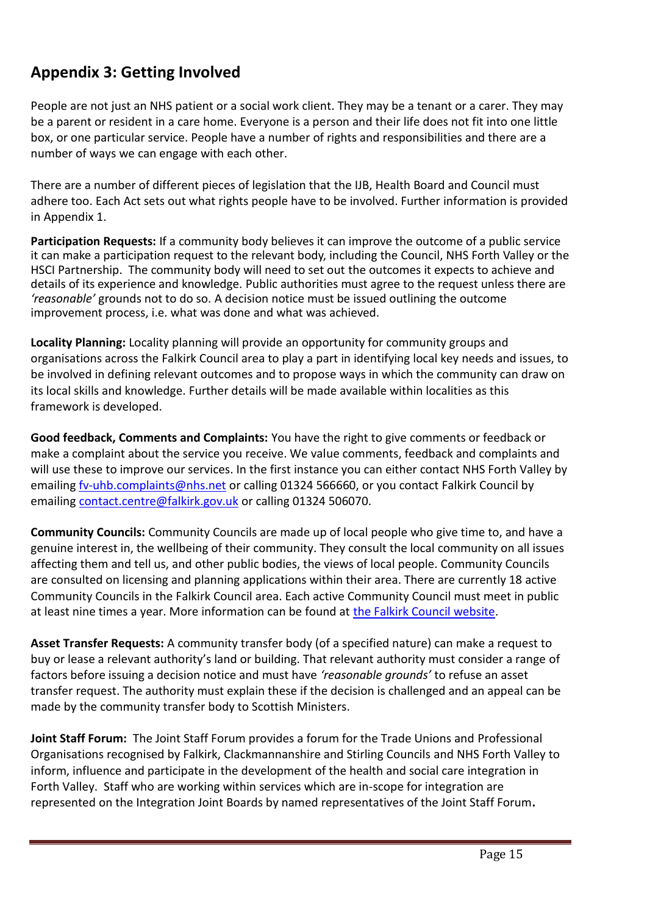## Appendix 3: Getting Involved

People are not just an NHS patient or a social work client. They may be a tenant or a carer. They may be a parent or resident in a care home. Everyone is a person and their life does not fit into one little box, or one particular service. People have a number of rights and responsibilities and there are a number of ways we can engage with each other.

There are a number of different pieces of legislation that the IJB, Health Board and Council must adhere too. Each Act sets out what rights people have to be involved. Further information is provided in Appendix 1.

**Participation Requests:** If a community body believes it can improve the outcome of a public service it can make a participation request to the relevant body, including the Council, NHS Forth Valley or the HSCI Partnership. The community body will need to set out the outcomes it expects to achieve and details of its experience and knowledge. Public authorities must agree to the request unless there are *'reasonable'* grounds not to do so. A decision notice must be issued outlining the outcome improvement process, i.e. what was done and what was achieved.

**Locality Planning:** Locality planning will provide an opportunity for community groups and organisations across the Falkirk Council area to play a part in identifying local key needs and issues, to be involved in defining relevant outcomes and to propose ways in which the community can draw on its local skills and knowledge. Further details will be made available within localities as this framework is developed.

**Good feedback, Comments and Complaints:** You have the right to give comments or feedback or make a complaint about the service you receive. We value comments, feedback and complaints and will use these to improve our services. In the first instance you can either contact NHS Forth Valley by emailing fv-uhb.complaints@nhs.net or calling 01324 566660, or you contact Falkirk Council by emailing contact.centre@falkirk.gov.uk or calling 01324 506070.

**Community Councils:** Community Councils are made up of local people who give time to, and have a genuine interest in, the wellbeing of their community. They consult the local community on all issues affecting them and tell us, and other public bodies, the views of local people. Community Councils are consulted on licensing and planning applications within their area. There are currently 18 active Community Councils in the Falkirk Council area. Each active Community Council must meet in public at least nine times a year. More information can be found at the Falkirk Council website.

**Asset Transfer Requests:** A community transfer body (of a specified nature) can make a request to buy or lease a relevant authority's land or building. That relevant authority must consider a range of factors before issuing a decision notice and must have *'reasonable grounds'* to refuse an asset transfer request. The authority must explain these if the decision is challenged and an appeal can be made by the community transfer body to Scottish Ministers.

**Joint Staff Forum:** The Joint Staff Forum provides a forum for the Trade Unions and Professional Organisations recognised by Falkirk, Clackmannanshire and Stirling Councils and NHS Forth Valley to inform, influence and participate in the development of the health and social care integration in Forth Valley. Staff who are working within services which are in-scope for integration are represented on the Integration Joint Boards by named representatives of the Joint Staff Forum**.**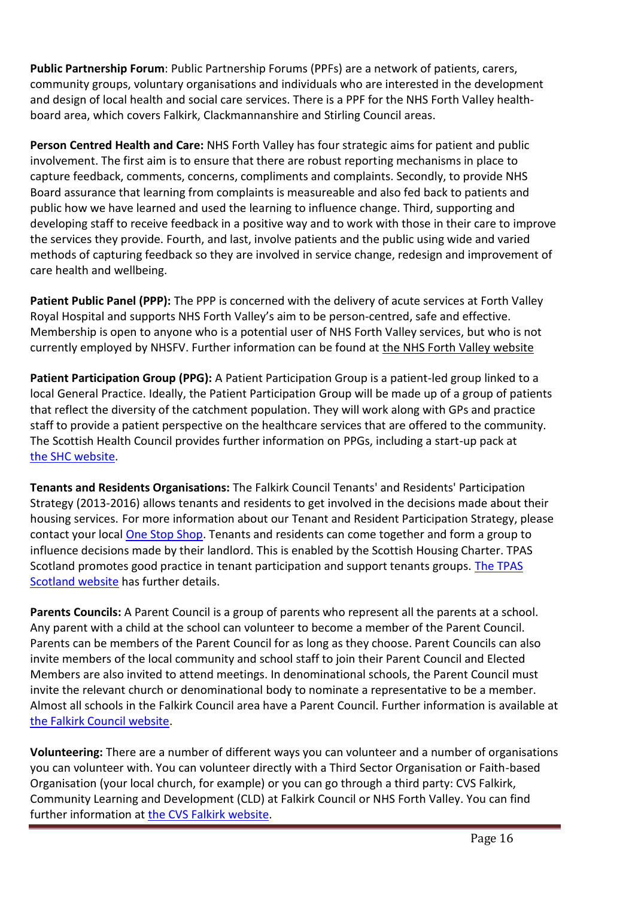**Public Partnership Forum**: Public Partnership Forums (PPFs) are a network of patients, carers, community groups, voluntary organisations and individuals who are interested in the development and design of local health and social care services. There is a PPF for the NHS Forth Valley health-board area, which covers Falkirk, Clackmannanshire and Stirling Council areas.

**Person Centred Health and Care:** NHS Forth Valley has four strategic aims for patient and public involvement. The first aim is to ensure that there are robust reporting mechanisms in place to capture feedback, comments, concerns, compliments and complaints. Secondly, to provide NHS Board assurance that learning from complaints is measureable and also fed back to patients and public how we have learned and used the learning to influence change. Third, supporting and developing staff to receive feedback in a positive way and to work with those in their care to improve the services they provide. Fourth, and last, involve patients and the public using wide and varied methods of capturing feedback so they are involved in service change, redesign and improvement of care health and wellbeing.

**Patient Public Panel (PPP):** The PPP is concerned with the delivery of acute services at Forth Valley Royal Hospital and supports NHS Forth Valley's aim to be person-centred, safe and effective. Membership is open to anyone who is a potential user of NHS Forth Valley services, but who is not currently employed by NHSFV. Further information can be found at the NHS Forth Valley website

**Patient Participation Group (PPG):** A Patient Participation Group is a patient-led group linked to a local General Practice. Ideally, the Patient Participation Group will be made up of a group of patients that reflect the diversity of the catchment population. They will work along with GPs and practice staff to provide a patient perspective on the healthcare services that are offered to the community. The Scottish Health Council provides further information on PPGs, including a start-up pack at the SHC website.

**Tenants and Residents Organisations:** The Falkirk Council Tenants' and Residents' Participation Strategy (2013-2016) allows tenants and residents to get involved in the decisions made about their housing services. For more information about our Tenant and Resident Participation Strategy, please contact your local One Stop Shop. Tenants and residents can come together and form a group to influence decisions made by their landlord. This is enabled by the Scottish Housing Charter. TPAS Scotland promotes good practice in tenant participation and support tenants groups. The TPAS Scotland website has further details.

**Parents Councils:** A Parent Council is a group of parents who represent all the parents at a school. Any parent with a child at the school can volunteer to become a member of the Parent Council. Parents can be members of the Parent Council for as long as they choose. Parent Councils can also invite members of the local community and school staff to join their Parent Council and Elected Members are also invited to attend meetings. In denominational schools, the Parent Council must invite the relevant church or denominational body to nominate a representative to be a member. Almost all schools in the Falkirk Council area have a Parent Council. Further information is available at the Falkirk Council website.

**Volunteering:** There are a number of different ways you can volunteer and a number of organisations you can volunteer with. You can volunteer directly with a Third Sector Organisation or Faith-based Organisation (your local church, for example) or you can go through a third party: CVS Falkirk, Community Learning and Development (CLD) at Falkirk Council or NHS Forth Valley. You can find further information at the CVS Falkirk website.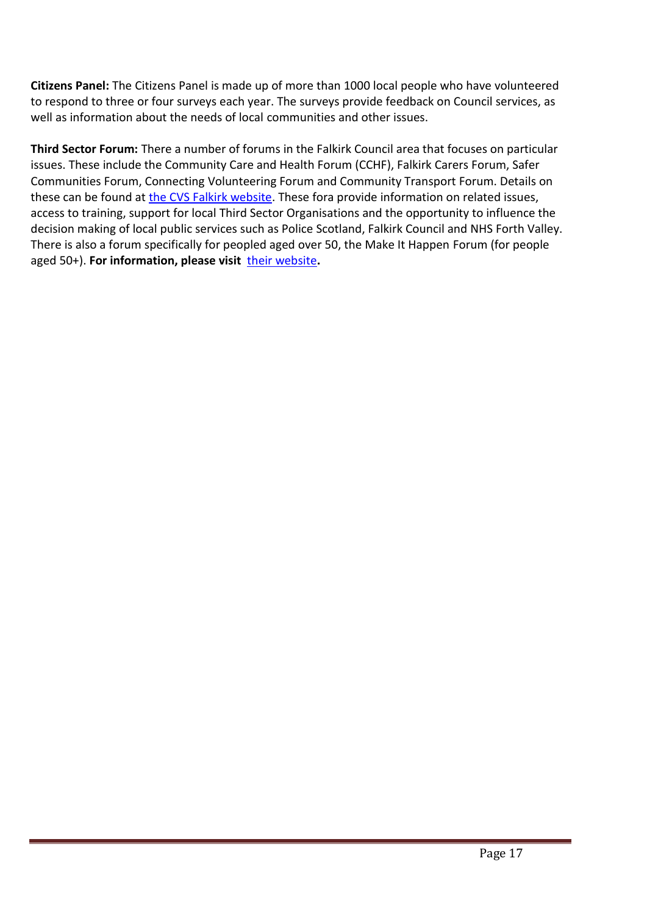**Citizens Panel:** The Citizens Panel is made up of more than 1000 local people who have volunteered to respond to three or four surveys each year. The surveys provide feedback on Council services, as well as information about the needs of local communities and other issues.

**Third Sector Forum:** There a number of forums in the Falkirk Council area that focuses on particular issues. These include the Community Care and Health Forum (CCHF), Falkirk Carers Forum, Safer Communities Forum, Connecting Volunteering Forum and Community Transport Forum. Details on these can be found at the CVS Falkirk website. These fora provide information on related issues, access to training, support for local Third Sector Organisations and the opportunity to influence the decision making of local public services such as Police Scotland, Falkirk Council and NHS Forth Valley. There is also a forum specifically for peopled aged over 50, the Make It Happen Forum (for people aged 50+). **For information, please visit their website.**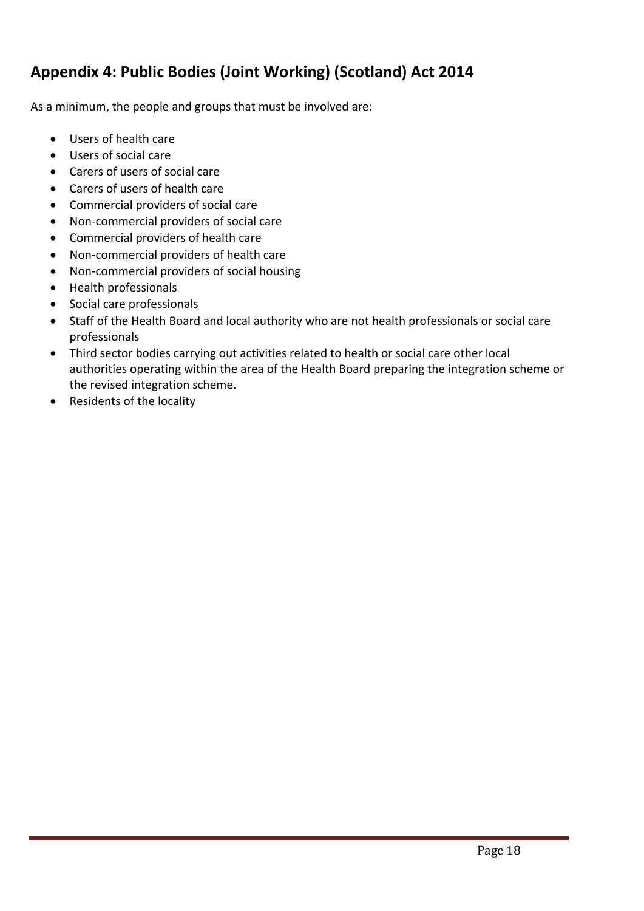## Appendix 4: Public Bodies (Joint Working) (Scotland) Act 2014

As a minimum, the people and groups that must be involved are:

- Users of health care
- Users of social care
- Carers of users of social care
- Carers of users of health care
- Commercial providers of social care
- Non-commercial providers of social care
- Commercial providers of health care
- Non-commercial providers of health care
- Non-commercial providers of social housing
- Health professionals
- Social care professionals
- Staff of the Health Board and local authority who are not health professionals or social care professionals
- Third sector bodies carrying out activities related to health or social care other local authorities operating within the area of the Health Board preparing the integration scheme or the revised integration scheme.
- Residents of the locality